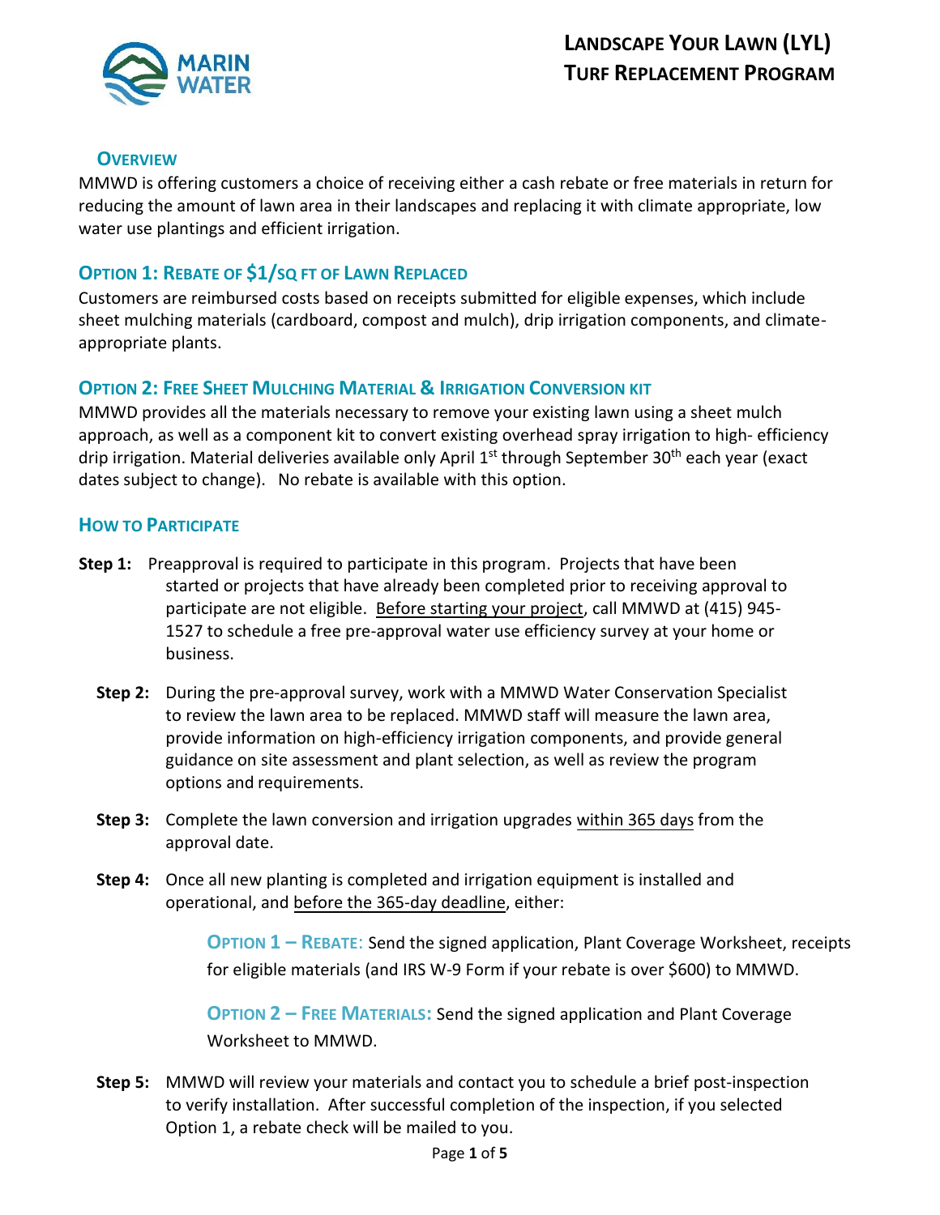# Landscape Your Lawn (LYL) Turf Replacement Program

## Overview

MMWD is offering customers a choice of receiving either a cash rebate or free materials in return for reducing the amount of lawn area in their landscapes and replacing it with climate appropriate, low water use plantings and efficient irrigation.

## Option 1: Rebate of $1/sq ft of Lawn Replaced

Customers are reimbursed costs based on receipts submitted for eligible expenses, which include sheet mulching materials (cardboard, compost and mulch), drip irrigation components, and climate-appropriate plants.

## Option 2: Free Sheet Mulching Material & Irrigation Conversion kit

MMWD provides all the materials necessary to remove your existing lawn using a sheet mulch approach, as well as a component kit to convert existing overhead spray irrigation to high- efficiency drip irrigation. Material deliveries available only April 1st through September 30th each year (exact dates subject to change). No rebate is available with this option.

## How to Participate

**Step 1:** Preapproval is required to participate in this program. Projects that have been started or projects that have already been completed prior to receiving approval to participate are not eligible. Before starting your project, call MMWD at (415) 945-1527 to schedule a free pre-approval water use efficiency survey at your home or business.

**Step 2:** During the pre-approval survey, work with a MMWD Water Conservation Specialist to review the lawn area to be replaced. MMWD staff will measure the lawn area, provide information on high-efficiency irrigation components, and provide general guidance on site assessment and plant selection, as well as review the program options and requirements.

**Step 3:** Complete the lawn conversion and irrigation upgrades within 365 days from the approval date.

**Step 4:** Once all new planting is completed and irrigation equipment is installed and operational, and before the 365-day deadline, either:

> **Option 1 – Rebate**: Send the signed application, Plant Coverage Worksheet, receipts for eligible materials (and IRS W-9 Form if your rebate is over $600) to MMWD.
>
> **Option 2 – Free Materials:** Send the signed application and Plant Coverage Worksheet to MMWD.

**Step 5:** MMWD will review your materials and contact you to schedule a brief post-inspection to verify installation. After successful completion of the inspection, if you selected Option 1, a rebate check will be mailed to you.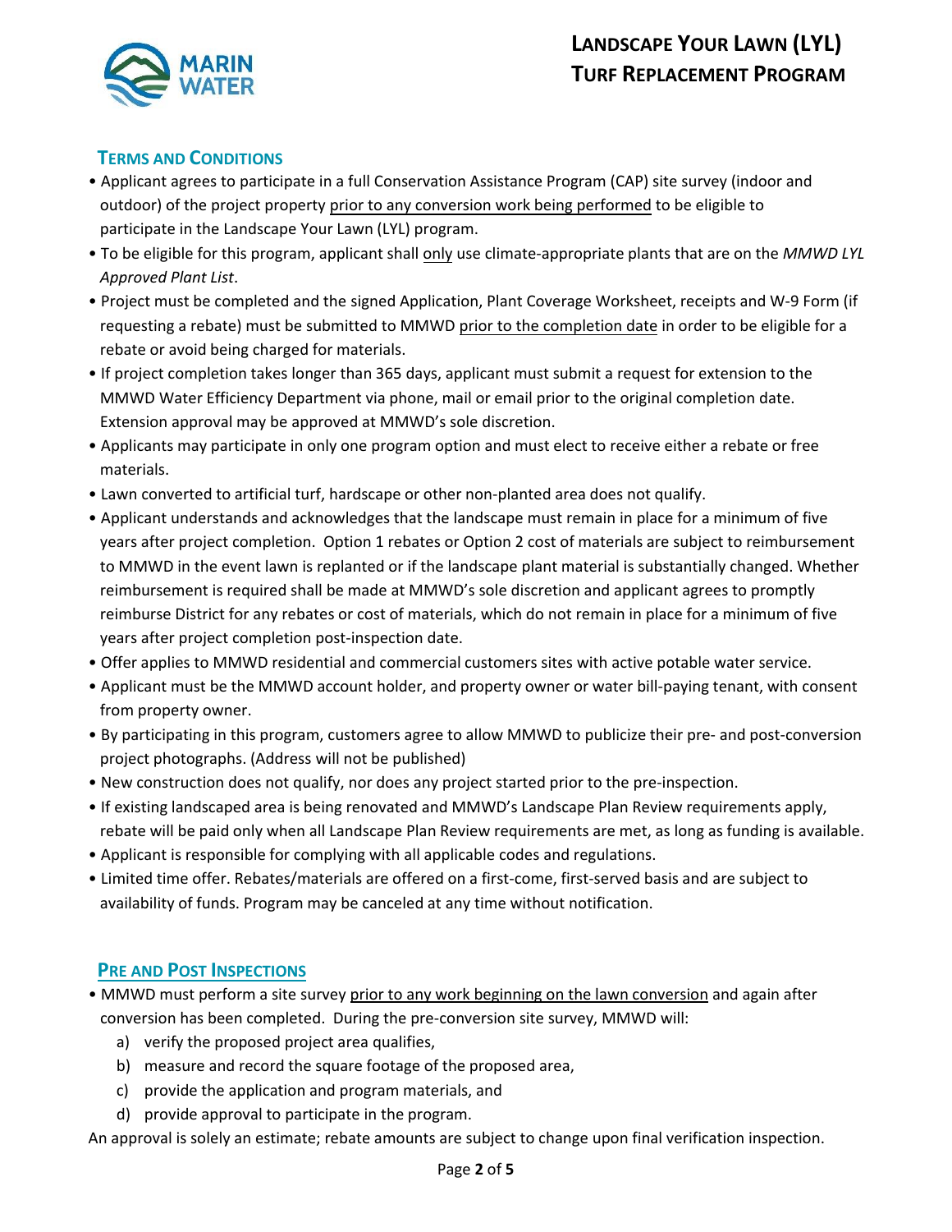# LANDSCAPE YOUR LAWN (LYL) TURF REPLACEMENT PROGRAM

## TERMS AND CONDITIONS

- Applicant agrees to participate in a full Conservation Assistance Program (CAP) site survey (indoor and outdoor) of the project property prior to any conversion work being performed to be eligible to participate in the Landscape Your Lawn (LYL) program.
- To be eligible for this program, applicant shall only use climate-appropriate plants that are on the *MMWD LYL Approved Plant List*.
- Project must be completed and the signed Application, Plant Coverage Worksheet, receipts and W-9 Form (if requesting a rebate) must be submitted to MMWD prior to the completion date in order to be eligible for a rebate or avoid being charged for materials.
- If project completion takes longer than 365 days, applicant must submit a request for extension to the MMWD Water Efficiency Department via phone, mail or email prior to the original completion date. Extension approval may be approved at MMWD's sole discretion.
- Applicants may participate in only one program option and must elect to receive either a rebate or free materials.
- Lawn converted to artificial turf, hardscape or other non-planted area does not qualify.
- Applicant understands and acknowledges that the landscape must remain in place for a minimum of five years after project completion. Option 1 rebates or Option 2 cost of materials are subject to reimbursement to MMWD in the event lawn is replanted or if the landscape plant material is substantially changed. Whether reimbursement is required shall be made at MMWD's sole discretion and applicant agrees to promptly reimburse District for any rebates or cost of materials, which do not remain in place for a minimum of five years after project completion post-inspection date.
- Offer applies to MMWD residential and commercial customers sites with active potable water service.
- Applicant must be the MMWD account holder, and property owner or water bill-paying tenant, with consent from property owner.
- By participating in this program, customers agree to allow MMWD to publicize their pre- and post-conversion project photographs. (Address will not be published)
- New construction does not qualify, nor does any project started prior to the pre-inspection.
- If existing landscaped area is being renovated and MMWD's Landscape Plan Review requirements apply, rebate will be paid only when all Landscape Plan Review requirements are met, as long as funding is available.
- Applicant is responsible for complying with all applicable codes and regulations.
- Limited time offer. Rebates/materials are offered on a first-come, first-served basis and are subject to availability of funds. Program may be canceled at any time without notification.

## PRE AND POST INSPECTIONS

- MMWD must perform a site survey prior to any work beginning on the lawn conversion and again after conversion has been completed. During the pre-conversion site survey, MMWD will:
  a) verify the proposed project area qualifies,
  b) measure and record the square footage of the proposed area,
  c) provide the application and program materials, and
  d) provide approval to participate in the program.

An approval is solely an estimate; rebate amounts are subject to change upon final verification inspection.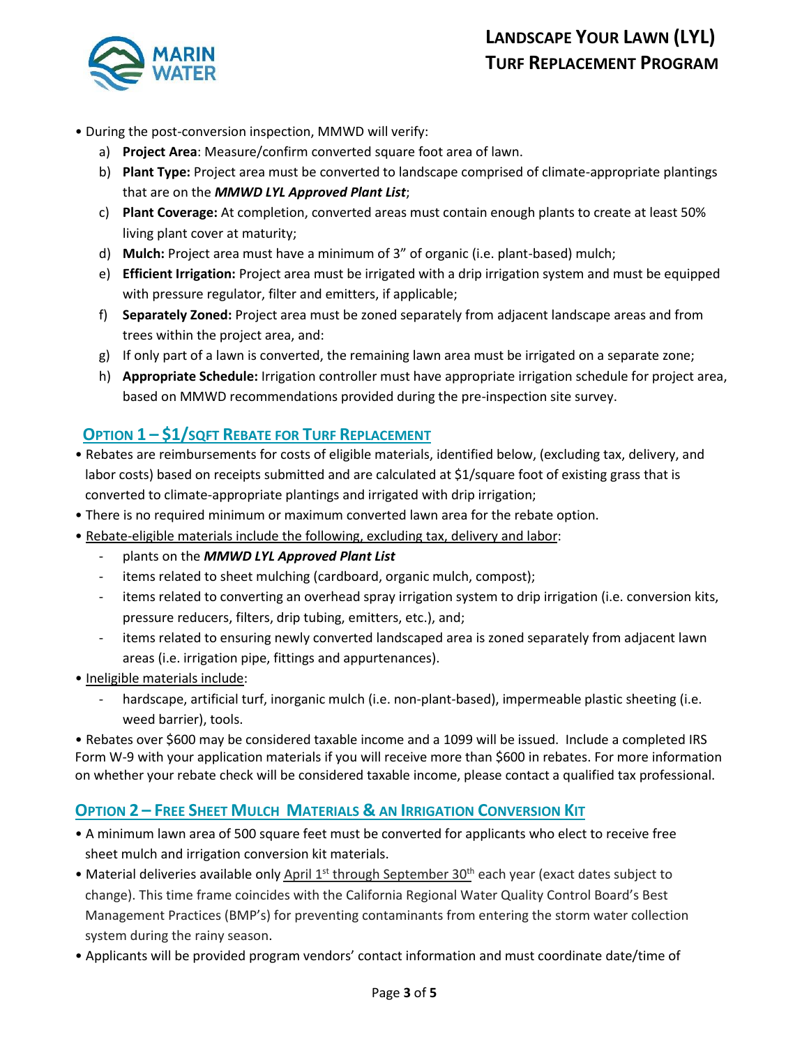- During the post-conversion inspection, MMWD will verify:
  a) **Project Area**: Measure/confirm converted square foot area of lawn.
  b) **Plant Type:** Project area must be converted to landscape comprised of climate-appropriate plantings that are on the ***MMWD LYL Approved Plant List***;
  c) **Plant Coverage:** At completion, converted areas must contain enough plants to create at least 50% living plant cover at maturity;
  d) **Mulch:** Project area must have a minimum of 3" of organic (i.e. plant-based) mulch;
  e) **Efficient Irrigation:** Project area must be irrigated with a drip irrigation system and must be equipped with pressure regulator, filter and emitters, if applicable;
  f) **Separately Zoned:** Project area must be zoned separately from adjacent landscape areas and from trees within the project area, and:
  g) If only part of a lawn is converted, the remaining lawn area must be irrigated on a separate zone;
  h) **Appropriate Schedule:** Irrigation controller must have appropriate irrigation schedule for project area, based on MMWD recommendations provided during the pre-inspection site survey.

## Option 1 – $1/sqft Rebate for Turf Replacement

- Rebates are reimbursements for costs of eligible materials, identified below, (excluding tax, delivery, and labor costs) based on receipts submitted and are calculated at $1/square foot of existing grass that is converted to climate-appropriate plantings and irrigated with drip irrigation;
- There is no required minimum or maximum converted lawn area for the rebate option.
- Rebate-eligible materials include the following, excluding tax, delivery and labor:
  - plants on the ***MMWD LYL Approved Plant List***
  - items related to sheet mulching (cardboard, organic mulch, compost);
  - items related to converting an overhead spray irrigation system to drip irrigation (i.e. conversion kits, pressure reducers, filters, drip tubing, emitters, etc.), and;
  - items related to ensuring newly converted landscaped area is zoned separately from adjacent lawn areas (i.e. irrigation pipe, fittings and appurtenances).
- Ineligible materials include:
  - hardscape, artificial turf, inorganic mulch (i.e. non-plant-based), impermeable plastic sheeting (i.e. weed barrier), tools.
- Rebates over $600 may be considered taxable income and a 1099 will be issued. Include a completed IRS Form W-9 with your application materials if you will receive more than $600 in rebates. For more information on whether your rebate check will be considered taxable income, please contact a qualified tax professional.

## Option 2 – Free Sheet Mulch Materials & an Irrigation Conversion Kit

- A minimum lawn area of 500 square feet must be converted for applicants who elect to receive free sheet mulch and irrigation conversion kit materials.
- Material deliveries available only April 1st through September 30th each year (exact dates subject to change). This time frame coincides with the California Regional Water Quality Control Board's Best Management Practices (BMP's) for preventing contaminants from entering the storm water collection system during the rainy season.
- Applicants will be provided program vendors' contact information and must coordinate date/time of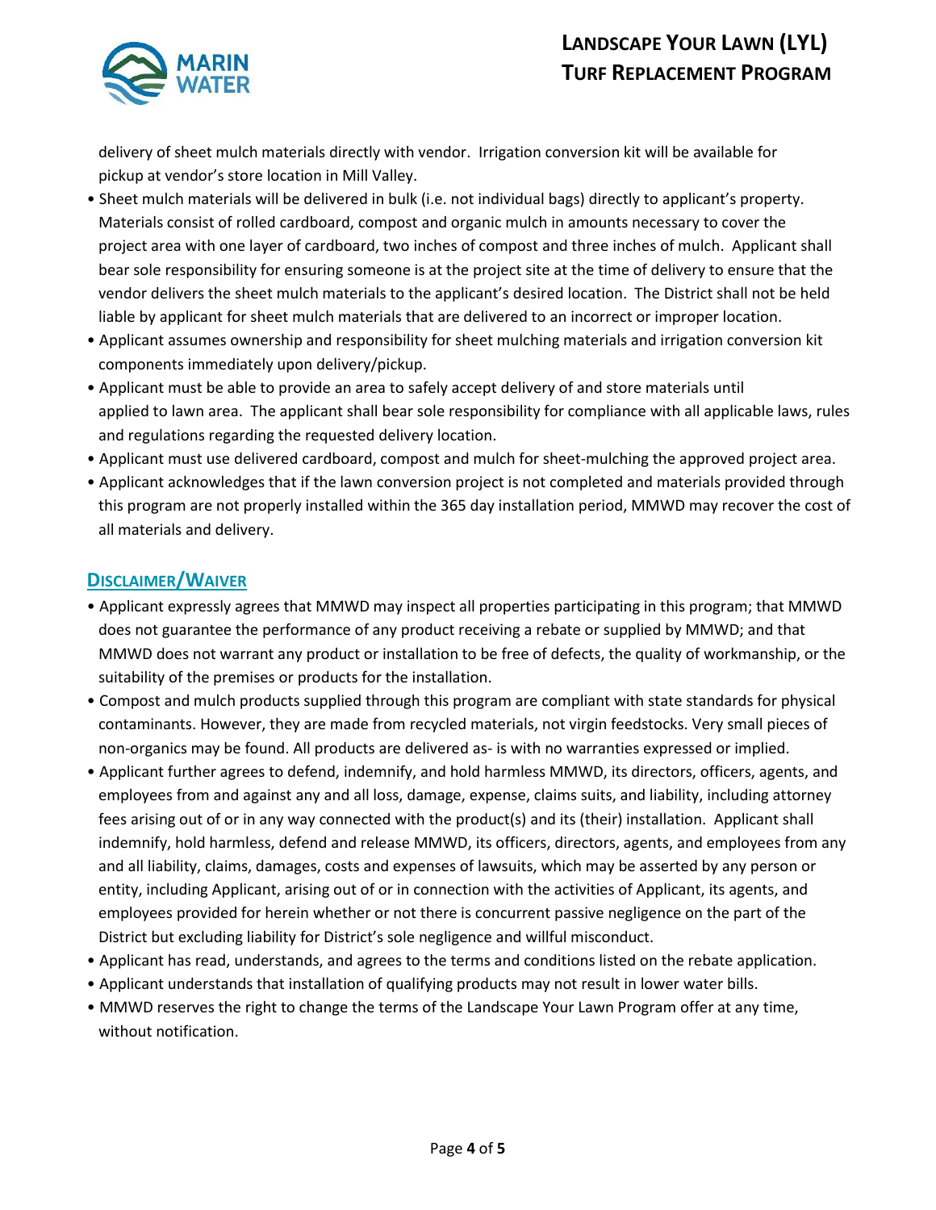delivery of sheet mulch materials directly with vendor. Irrigation conversion kit will be available for pickup at vendor's store location in Mill Valley.

- Sheet mulch materials will be delivered in bulk (i.e. not individual bags) directly to applicant's property. Materials consist of rolled cardboard, compost and organic mulch in amounts necessary to cover the project area with one layer of cardboard, two inches of compost and three inches of mulch. Applicant shall bear sole responsibility for ensuring someone is at the project site at the time of delivery to ensure that the vendor delivers the sheet mulch materials to the applicant's desired location. The District shall not be held liable by applicant for sheet mulch materials that are delivered to an incorrect or improper location.
- Applicant assumes ownership and responsibility for sheet mulching materials and irrigation conversion kit components immediately upon delivery/pickup.
- Applicant must be able to provide an area to safely accept delivery of and store materials until applied to lawn area. The applicant shall bear sole responsibility for compliance with all applicable laws, rules and regulations regarding the requested delivery location.
- Applicant must use delivered cardboard, compost and mulch for sheet-mulching the approved project area.
- Applicant acknowledges that if the lawn conversion project is not completed and materials provided through this program are not properly installed within the 365 day installation period, MMWD may recover the cost of all materials and delivery.

## Disclaimer/Waiver

- Applicant expressly agrees that MMWD may inspect all properties participating in this program; that MMWD does not guarantee the performance of any product receiving a rebate or supplied by MMWD; and that MMWD does not warrant any product or installation to be free of defects, the quality of workmanship, or the suitability of the premises or products for the installation.
- Compost and mulch products supplied through this program are compliant with state standards for physical contaminants. However, they are made from recycled materials, not virgin feedstocks. Very small pieces of non-organics may be found. All products are delivered as- is with no warranties expressed or implied.
- Applicant further agrees to defend, indemnify, and hold harmless MMWD, its directors, officers, agents, and employees from and against any and all loss, damage, expense, claims suits, and liability, including attorney fees arising out of or in any way connected with the product(s) and its (their) installation. Applicant shall indemnify, hold harmless, defend and release MMWD, its officers, directors, agents, and employees from any and all liability, claims, damages, costs and expenses of lawsuits, which may be asserted by any person or entity, including Applicant, arising out of or in connection with the activities of Applicant, its agents, and employees provided for herein whether or not there is concurrent passive negligence on the part of the District but excluding liability for District's sole negligence and willful misconduct.
- Applicant has read, understands, and agrees to the terms and conditions listed on the rebate application.
- Applicant understands that installation of qualifying products may not result in lower water bills.
- MMWD reserves the right to change the terms of the Landscape Your Lawn Program offer at any time, without notification.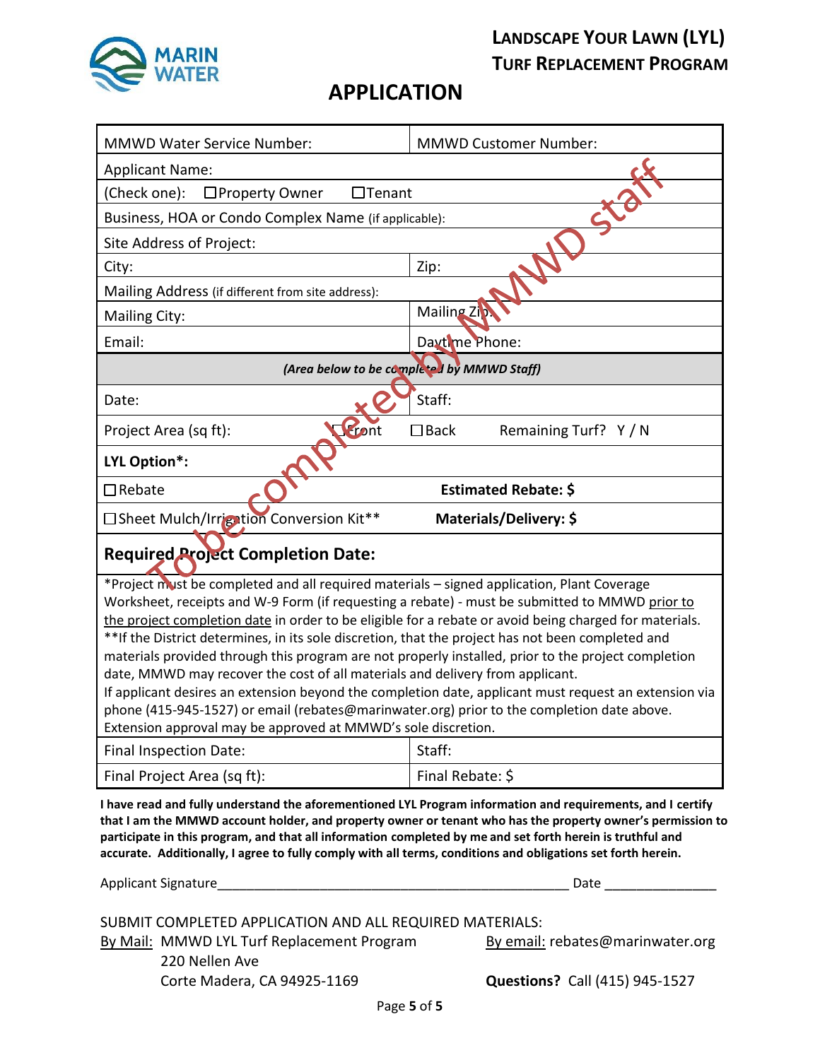**Landscape Your Lawn (LYL)**
**Turf Replacement Program**

# APPLICATION

| | |
|---|---|
| MMWD Water Service Number: | MMWD Customer Number: |
| Applicant Name: | |
| (Check one): ☐Property Owner ☐Tenant | |
| Business, HOA or Condo Complex Name (if applicable): | |
| Site Address of Project: | |
| City: | Zip: |
| Mailing Address (if different from site address): | |
| Mailing City: | Mailing Zip: |
| Email: | Daytime Phone: |
| *(Area below to be completed by MMWD Staff)* | |
| Date: | Staff: |
| Project Area (sq ft): ☐Front | ☐Back Remaining Turf? Y / N |
| **LYL Option\*:** | |
| ☐Rebate | **Estimated Rebate: $** |
| ☐Sheet Mulch/Irrigation Conversion Kit** | **Materials/Delivery: $** |
| **Required Project Completion Date:** | |
| \*Project must be completed and all required materials – signed application, Plant Coverage Worksheet, receipts and W-9 Form (if requesting a rebate) - must be submitted to MMWD prior to the project completion date in order to be eligible for a rebate or avoid being charged for materials. \*\*If the District determines, in its sole discretion, that the project has not been completed and materials provided through this program are not properly installed, prior to the project completion date, MMWD may recover the cost of all materials and delivery from applicant. If applicant desires an extension beyond the completion date, applicant must request an extension via phone (415-945-1527) or email (rebates@marinwater.org) prior to the completion date above. Extension approval may be approved at MMWD's sole discretion. | |
| Final Inspection Date: | Staff: |
| Final Project Area (sq ft): | Final Rebate: $ |

To be completed by MMWD staff

**I have read and fully understand the aforementioned LYL Program information and requirements, and I certify that I am the MMWD account holder, and property owner or tenant who has the property owner's permission to participate in this program, and that all information completed by me and set forth herein is truthful and accurate. Additionally, I agree to fully comply with all terms, conditions and obligations set forth herein.**

Applicant Signature_______________________________________________ Date _______________

SUBMIT COMPLETED APPLICATION AND ALL REQUIRED MATERIALS:

By Mail: MMWD LYL Turf Replacement Program
220 Nellen Ave
Corte Madera, CA 94925-1169

By email: rebates@marinwater.org

**Questions?** Call (415) 945-1527